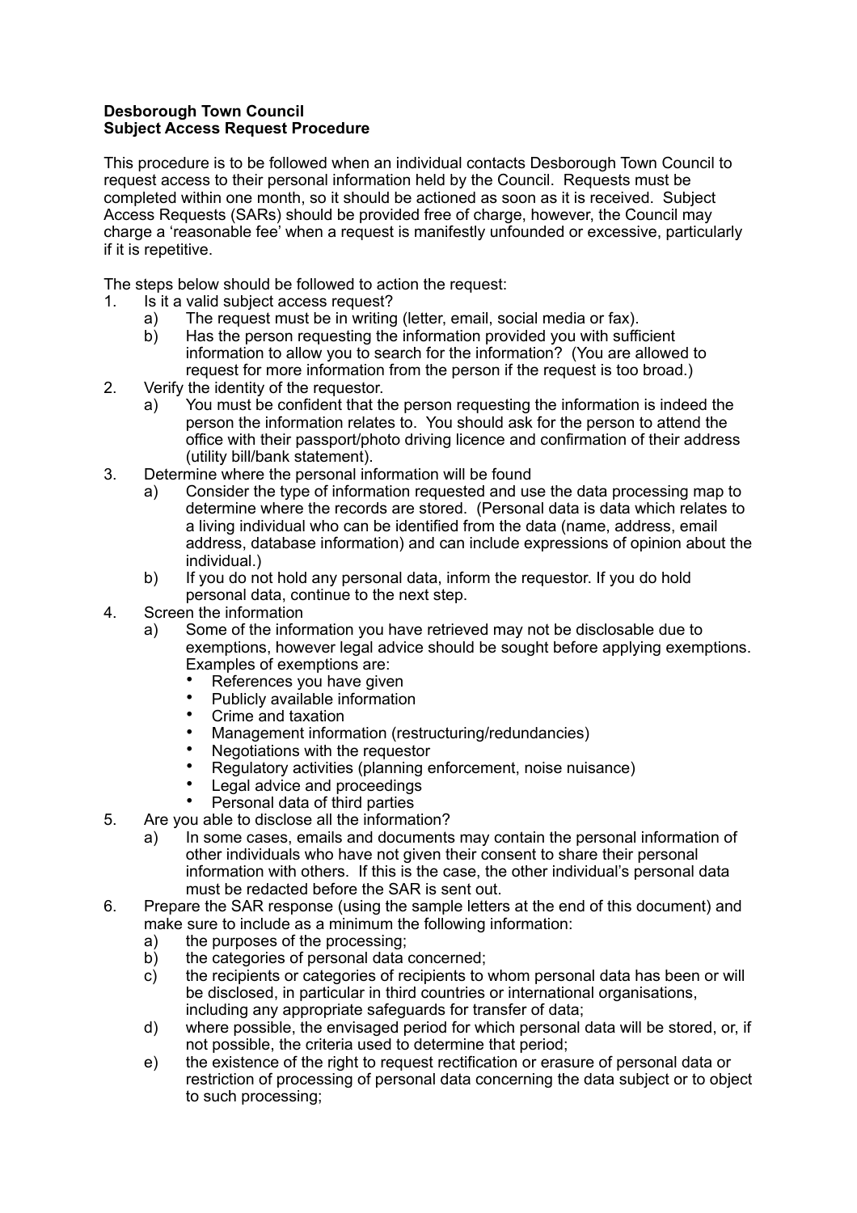**Desborough Town Council**
**Subject Access Request Procedure**

This procedure is to be followed when an individual contacts Desborough Town Council to request access to their personal information held by the Council. Requests must be completed within one month, so it should be actioned as soon as it is received. Subject Access Requests (SARs) should be provided free of charge, however, the Council may charge a 'reasonable fee' when a request is manifestly unfounded or excessive, particularly if it is repetitive.

The steps below should be followed to action the request:

1. Is it a valid subject access request?
    - a) The request must be in writing (letter, email, social media or fax).
    - b) Has the person requesting the information provided you with sufficient information to allow you to search for the information? (You are allowed to request for more information from the person if the request is too broad.)
2. Verify the identity of the requestor.
    - a) You must be confident that the person requesting the information is indeed the person the information relates to. You should ask for the person to attend the office with their passport/photo driving licence and confirmation of their address (utility bill/bank statement).
3. Determine where the personal information will be found
    - a) Consider the type of information requested and use the data processing map to determine where the records are stored. (Personal data is data which relates to a living individual who can be identified from the data (name, address, email address, database information) and can include expressions of opinion about the individual.)
    - b) If you do not hold any personal data, inform the requestor. If you do hold personal data, continue to the next step.
4. Screen the information
    - a) Some of the information you have retrieved may not be disclosable due to exemptions, however legal advice should be sought before applying exemptions. Examples of exemptions are:
        - References you have given
        - Publicly available information
        - Crime and taxation
        - Management information (restructuring/redundancies)
        - Negotiations with the requestor
        - Regulatory activities (planning enforcement, noise nuisance)
        - Legal advice and proceedings
        - Personal data of third parties
5. Are you able to disclose all the information?
    - a) In some cases, emails and documents may contain the personal information of other individuals who have not given their consent to share their personal information with others. If this is the case, the other individual's personal data must be redacted before the SAR is sent out.
6. Prepare the SAR response (using the sample letters at the end of this document) and make sure to include as a minimum the following information:
    - a) the purposes of the processing;
    - b) the categories of personal data concerned;
    - c) the recipients or categories of recipients to whom personal data has been or will be disclosed, in particular in third countries or international organisations, including any appropriate safeguards for transfer of data;
    - d) where possible, the envisaged period for which personal data will be stored, or, if not possible, the criteria used to determine that period;
    - e) the existence of the right to request rectification or erasure of personal data or restriction of processing of personal data concerning the data subject or to object to such processing;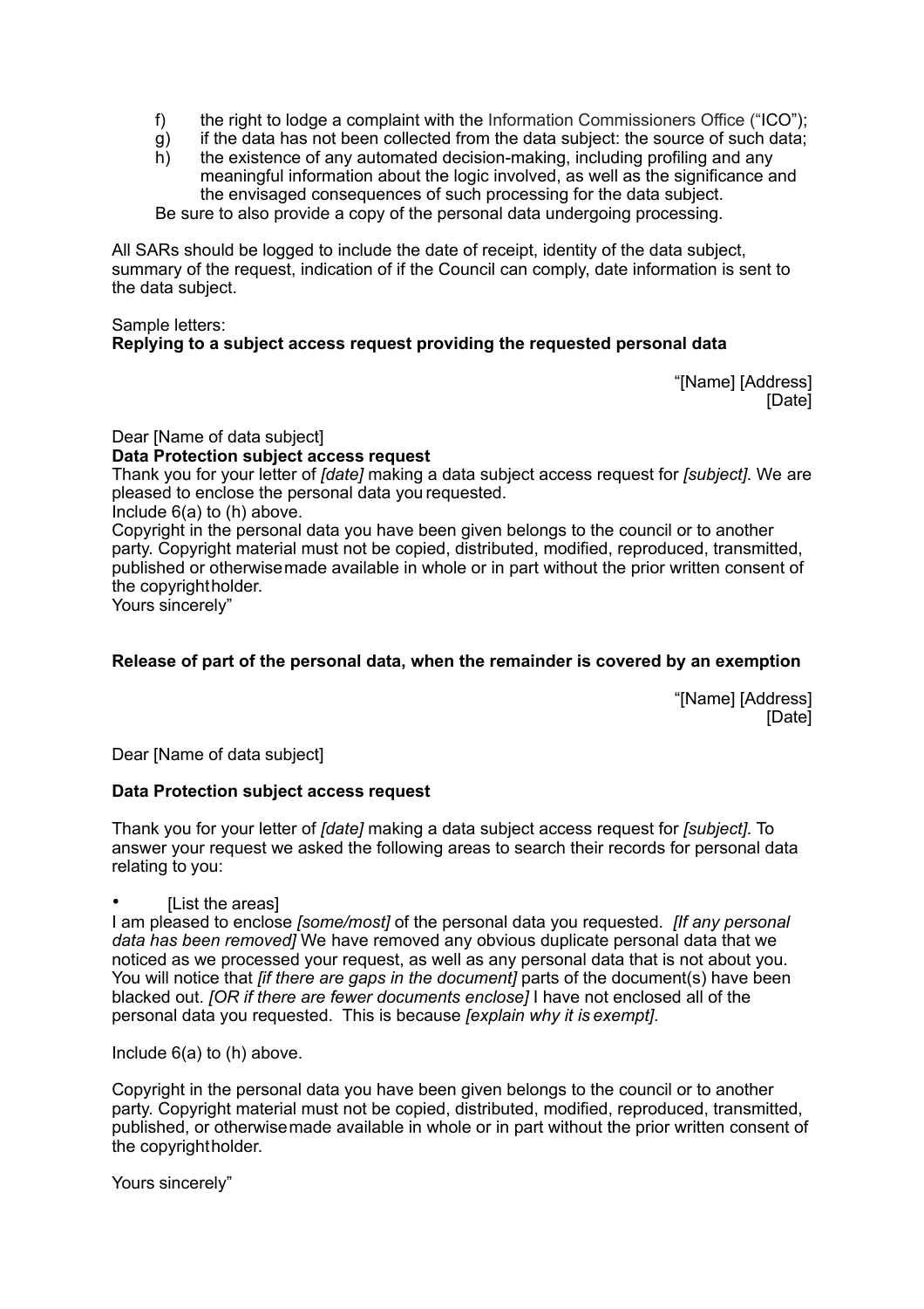f) the right to lodge a complaint with the Information Commissioners Office ("ICO");
g) if the data has not been collected from the data subject: the source of such data;
h) the existence of any automated decision-making, including profiling and any meaningful information about the logic involved, as well as the significance and the envisaged consequences of such processing for the data subject.

Be sure to also provide a copy of the personal data undergoing processing.

All SARs should be logged to include the date of receipt, identity of the data subject, summary of the request, indication of if the Council can comply, date information is sent to the data subject.

Sample letters:
**Replying to a subject access request providing the requested personal data**

"[Name] [Address]
[Date]

Dear [Name of data subject]
**Data Protection subject access request**
Thank you for your letter of *[date]* making a data subject access request for *[subject]*. We are pleased to enclose the personal data you requested.
Include 6(a) to (h) above.
Copyright in the personal data you have been given belongs to the council or to another party. Copyright material must not be copied, distributed, modified, reproduced, transmitted, published or otherwise made available in whole or in part without the prior written consent of the copyright holder.
Yours sincerely"

**Release of part of the personal data, when the remainder is covered by an exemption**

"[Name] [Address]
[Date]

Dear [Name of data subject]

**Data Protection subject access request**

Thank you for your letter of *[date]* making a data subject access request for *[subject]*. To answer your request we asked the following areas to search their records for personal data relating to you:

- [List the areas]

I am pleased to enclose *[some/most]* of the personal data you requested. *[If any personal data has been removed]* We have removed any obvious duplicate personal data that we noticed as we processed your request, as well as any personal data that is not about you. You will notice that *[if there are gaps in the document]* parts of the document(s) have been blacked out. *[OR if there are fewer documents enclose]* I have not enclosed all of the personal data you requested. This is because *[explain why it is exempt]*.

Include 6(a) to (h) above.

Copyright in the personal data you have been given belongs to the council or to another party. Copyright material must not be copied, distributed, modified, reproduced, transmitted, published, or otherwise made available in whole or in part without the prior written consent of the copyright holder.

Yours sincerely"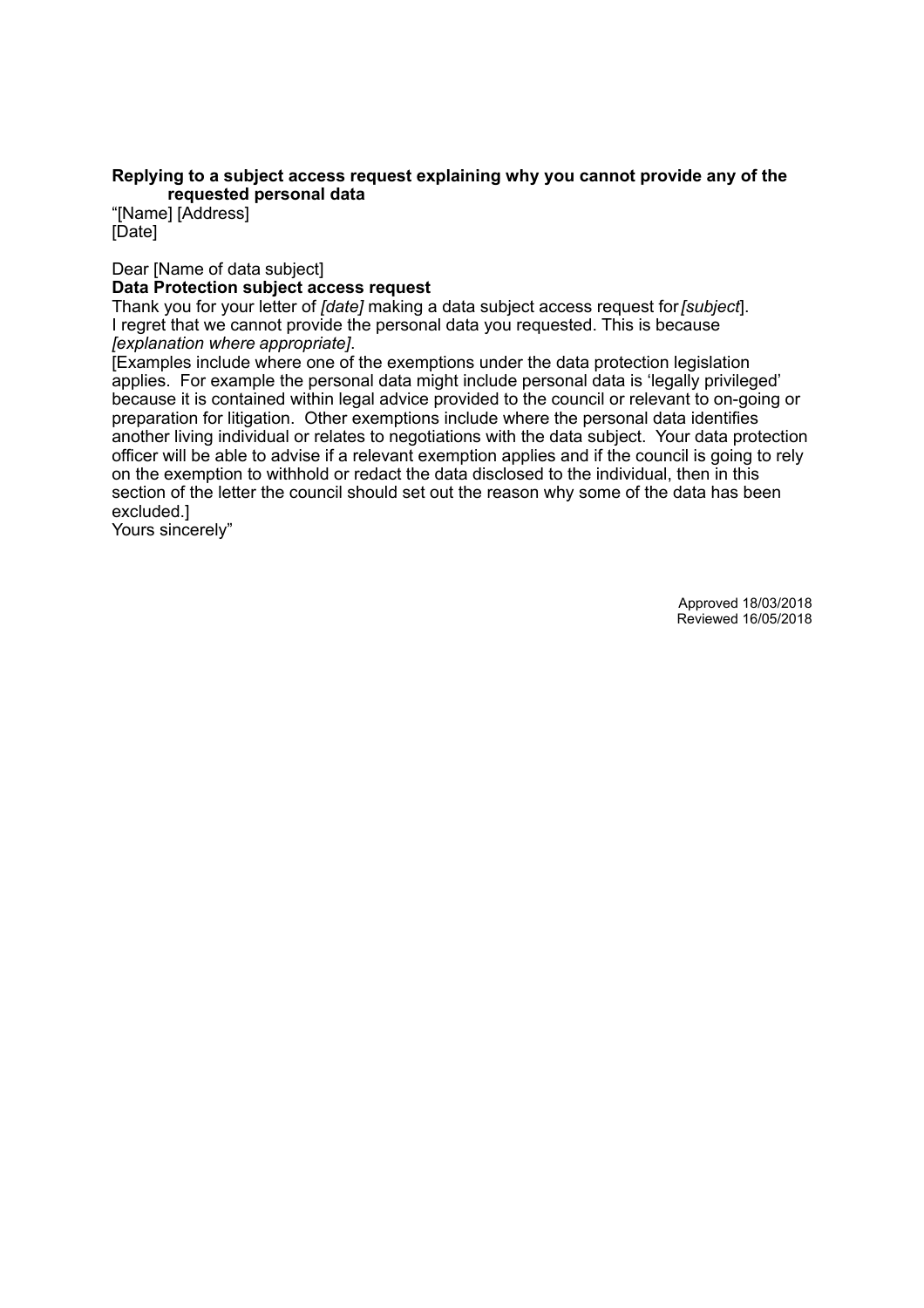**Replying to a subject access request explaining why you cannot provide any of the requested personal data**

"[Name] [Address]
[Date]

Dear [Name of data subject]

**Data Protection subject access request**

Thank you for your letter of *[date]* making a data subject access request for *[subject*].
I regret that we cannot provide the personal data you requested. This is because *[explanation where appropriate]*.

[Examples include where one of the exemptions under the data protection legislation applies. For example the personal data might include personal data is 'legally privileged' because it is contained within legal advice provided to the council or relevant to on-going or preparation for litigation. Other exemptions include where the personal data identifies another living individual or relates to negotiations with the data subject. Your data protection officer will be able to advise if a relevant exemption applies and if the council is going to rely on the exemption to withhold or redact the data disclosed to the individual, then in this section of the letter the council should set out the reason why some of the data has been excluded.]

Yours sincerely"

Approved 18/03/2018
Reviewed 16/05/2018